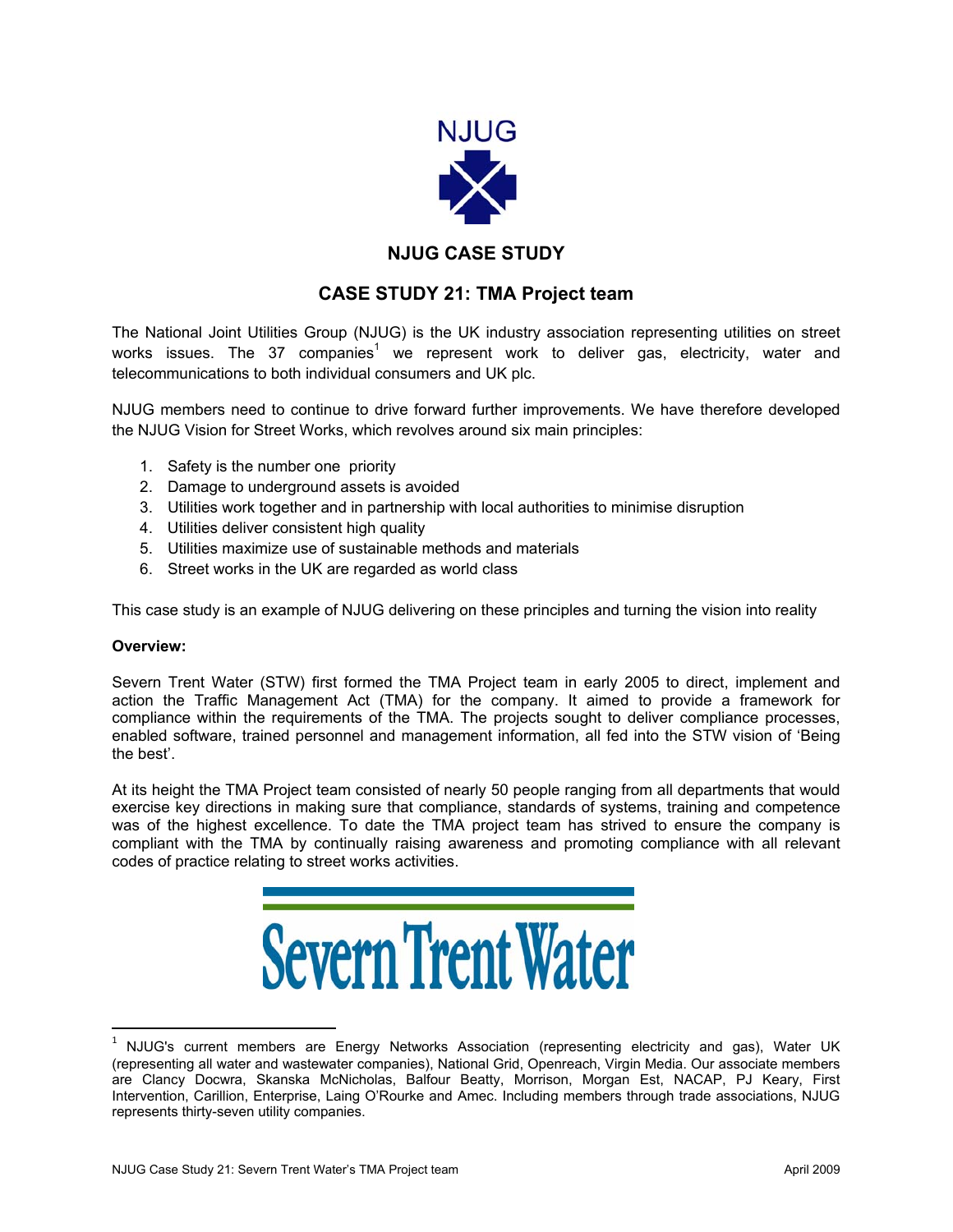NJUG

# NJUG CASE STUDY

## CASE STUDY 21: TMA Project team

The National Joint Utilities Group (NJUG) is the UK industry association representing utilities on street works issues. The 37 companies[1] we represent work to deliver gas, electricity, water and telecommunications to both individual consumers and UK plc.

NJUG members need to continue to drive forward further improvements. We have therefore developed the NJUG Vision for Street Works, which revolves around six main principles:

1. Safety is the number one priority
2. Damage to underground assets is avoided
3. Utilities work together and in partnership with local authorities to minimise disruption
4. Utilities deliver consistent high quality
5. Utilities maximize use of sustainable methods and materials
6. Street works in the UK are regarded as world class

This case study is an example of NJUG delivering on these principles and turning the vision into reality

**Overview:**

Severn Trent Water (STW) first formed the TMA Project team in early 2005 to direct, implement and action the Traffic Management Act (TMA) for the company. It aimed to provide a framework for compliance within the requirements of the TMA. The projects sought to deliver compliance processes, enabled software, trained personnel and management information, all fed into the STW vision of 'Being the best'.

At its height the TMA Project team consisted of nearly 50 people ranging from all departments that would exercise key directions in making sure that compliance, standards of systems, training and competence was of the highest excellence. To date the TMA project team has strived to ensure the company is compliant with the TMA by continually raising awareness and promoting compliance with all relevant codes of practice relating to street works activities.

Severn Trent Water

---

[1] NJUG's current members are Energy Networks Association (representing electricity and gas), Water UK (representing all water and wastewater companies), National Grid, Openreach, Virgin Media. Our associate members are Clancy Docwra, Skanska McNicholas, Balfour Beatty, Morrison, Morgan Est, NACAP, PJ Keary, First Intervention, Carillion, Enterprise, Laing O'Rourke and Amec. Including members through trade associations, NJUG represents thirty-seven utility companies.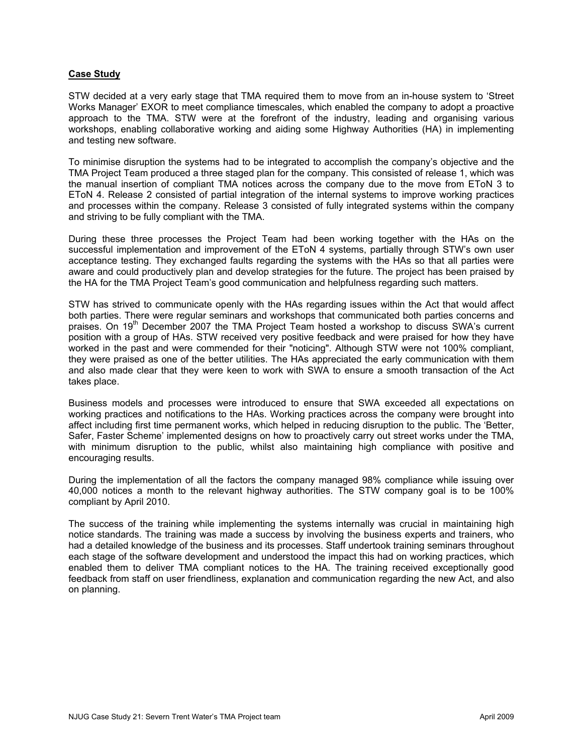## Case Study

STW decided at a very early stage that TMA required them to move from an in-house system to 'Street Works Manager' EXOR to meet compliance timescales, which enabled the company to adopt a proactive approach to the TMA. STW were at the forefront of the industry, leading and organising various workshops, enabling collaborative working and aiding some Highway Authorities (HA) in implementing and testing new software.

To minimise disruption the systems had to be integrated to accomplish the company's objective and the TMA Project Team produced a three staged plan for the company. This consisted of release 1, which was the manual insertion of compliant TMA notices across the company due to the move from EToN 3 to EToN 4. Release 2 consisted of partial integration of the internal systems to improve working practices and processes within the company. Release 3 consisted of fully integrated systems within the company and striving to be fully compliant with the TMA.

During these three processes the Project Team had been working together with the HAs on the successful implementation and improvement of the EToN 4 systems, partially through STW's own user acceptance testing. They exchanged faults regarding the systems with the HAs so that all parties were aware and could productively plan and develop strategies for the future. The project has been praised by the HA for the TMA Project Team's good communication and helpfulness regarding such matters.

STW has strived to communicate openly with the HAs regarding issues within the Act that would affect both parties. There were regular seminars and workshops that communicated both parties concerns and praises. On 19th December 2007 the TMA Project Team hosted a workshop to discuss SWA's current position with a group of HAs. STW received very positive feedback and were praised for how they have worked in the past and were commended for their "noticing". Although STW were not 100% compliant, they were praised as one of the better utilities. The HAs appreciated the early communication with them and also made clear that they were keen to work with SWA to ensure a smooth transaction of the Act takes place.

Business models and processes were introduced to ensure that SWA exceeded all expectations on working practices and notifications to the HAs. Working practices across the company were brought into affect including first time permanent works, which helped in reducing disruption to the public. The 'Better, Safer, Faster Scheme' implemented designs on how to proactively carry out street works under the TMA, with minimum disruption to the public, whilst also maintaining high compliance with positive and encouraging results.

During the implementation of all the factors the company managed 98% compliance while issuing over 40,000 notices a month to the relevant highway authorities. The STW company goal is to be 100% compliant by April 2010.

The success of the training while implementing the systems internally was crucial in maintaining high notice standards. The training was made a success by involving the business experts and trainers, who had a detailed knowledge of the business and its processes. Staff undertook training seminars throughout each stage of the software development and understood the impact this had on working practices, which enabled them to deliver TMA compliant notices to the HA. The training received exceptionally good feedback from staff on user friendliness, explanation and communication regarding the new Act, and also on planning.